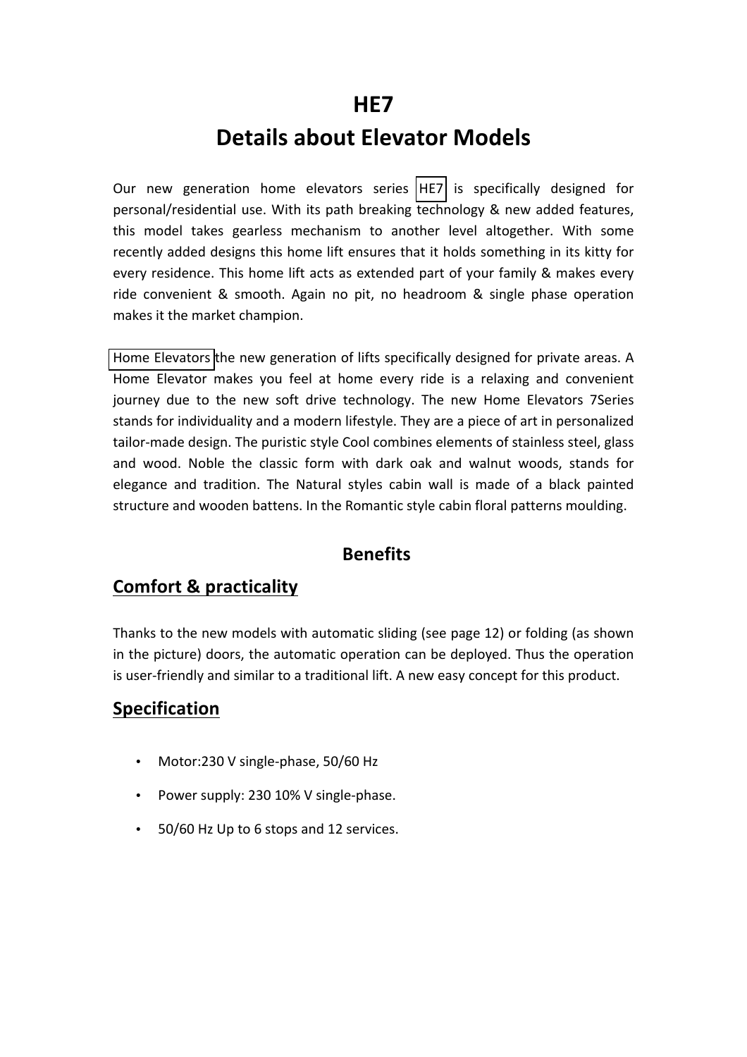# HE7

# Details about Elevator Models

Our new generation home elevators series HE7 is specifically designed for personal/residential use. With its path breaking technology & new added features, this model takes gearless mechanism to another level altogether. With some recently added designs this home lift ensures that it holds something in its kitty for every residence. This home lift acts as extended part of your family & makes every ride convenient & smooth. Again no pit, no headroom & single phase operation makes it the market champion.

Home Elevators the new generation of lifts specifically designed for private areas. A Home Elevator makes you feel at home every ride is a relaxing and convenient journey due to the new soft drive technology. The new Home Elevators 7Series stands for individuality and a modern lifestyle. They are a piece of art in personalized tailor-made design. The puristic style Cool combines elements of stainless steel, glass and wood. Noble the classic form with dark oak and walnut woods, stands for elegance and tradition. The Natural styles cabin wall is made of a black painted structure and wooden battens. In the Romantic style cabin floral patterns moulding.

## Benefits

## Comfort & practicality

Thanks to the new models with automatic sliding (see page 12) or folding (as shown in the picture) doors, the automatic operation can be deployed. Thus the operation is user-friendly and similar to a traditional lift. A new easy concept for this product.

## Specification

- Motor:230 V single-phase, 50/60 Hz
- Power supply: 230 10% V single-phase.
- 50/60 Hz Up to 6 stops and 12 services.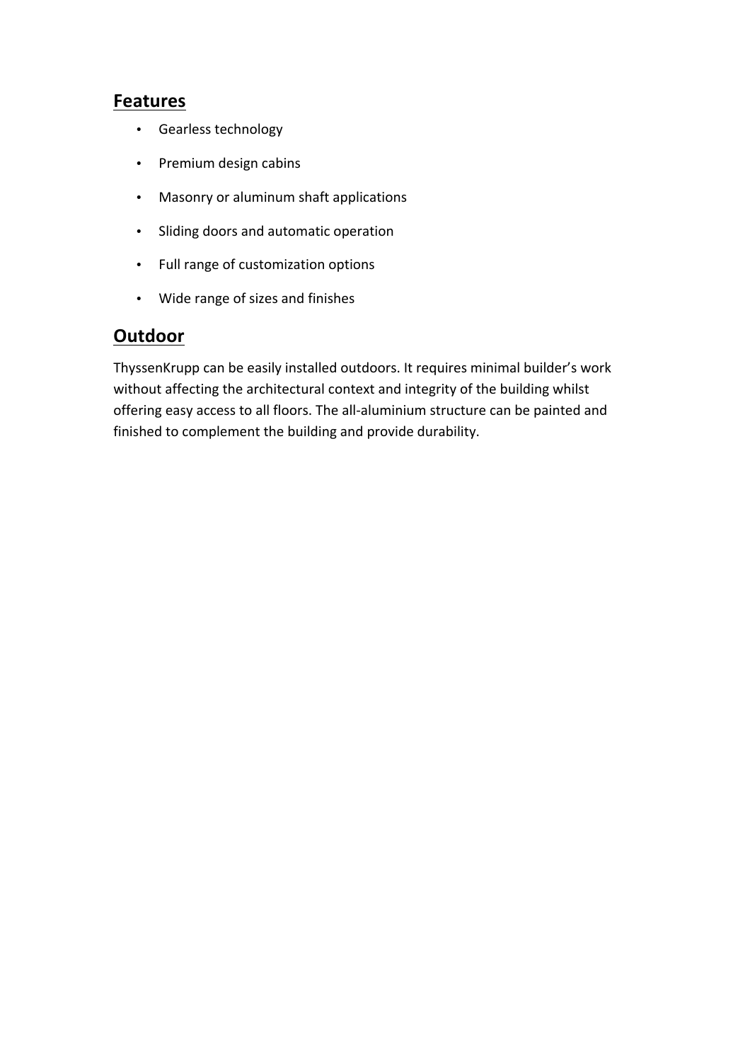## Features

- Gearless technology
- Premium design cabins
- Masonry or aluminum shaft applications
- Sliding doors and automatic operation
- Full range of customization options
- Wide range of sizes and finishes

## Outdoor

ThyssenKrupp can be easily installed outdoors. It requires minimal builder's work without affecting the architectural context and integrity of the building whilst offering easy access to all floors. The all-aluminium structure can be painted and finished to complement the building and provide durability.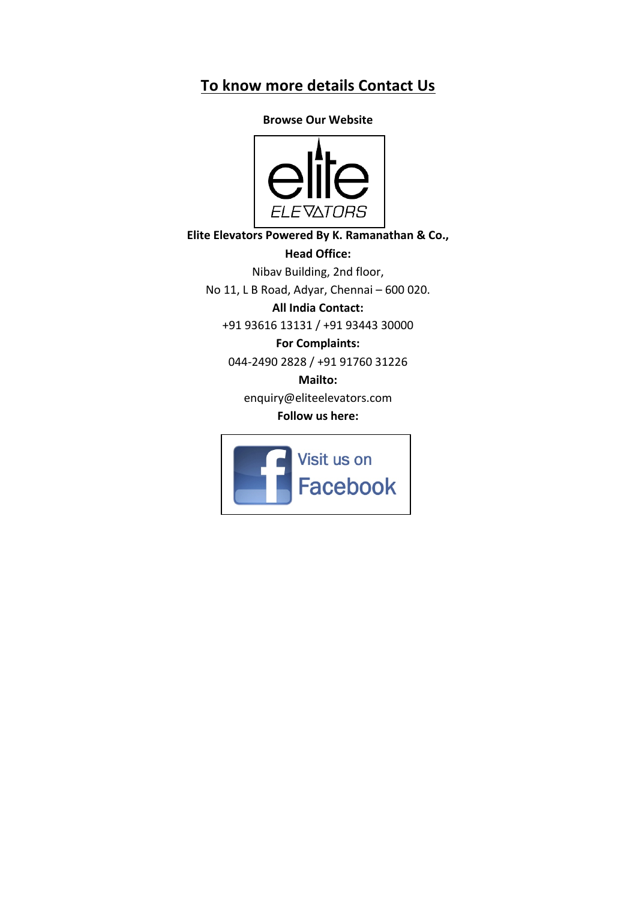## To know more details Contact Us

**Browse Our Website**

**Elite Elevators Powered By K. Ramanathan & Co.,**

**Head Office:**

Nibav Building, 2nd floor,

No 11, L B Road, Adyar, Chennai – 600 020.

**All India Contact:**

+91 93616 13131 / +91 93443 30000

**For Complaints:**

044-2490 2828 / +91 91760 31226

**Mailto:**

enquiry@eliteelevators.com

**Follow us here:**